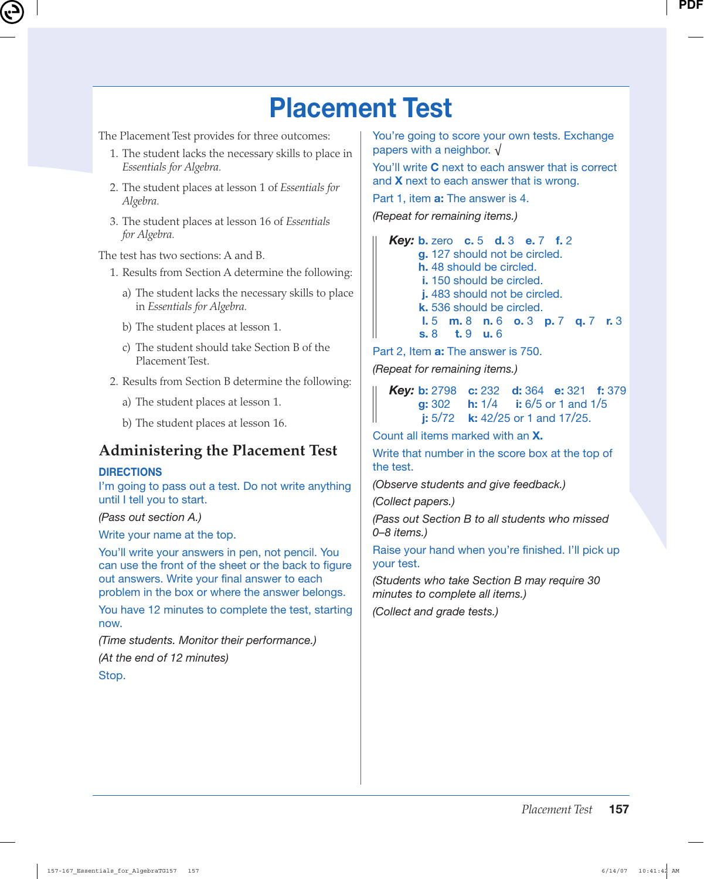# Placement Test

The Placement Test provides for three outcomes:

1. The student lacks the necessary skills to place in *Essentials for Algebra.*
2. The student places at lesson 1 of *Essentials for Algebra.*
3. The student places at lesson 16 of *Essentials for Algebra.*

The test has two sections: A and B.

1. Results from Section A determine the following:
   a) The student lacks the necessary skills to place in *Essentials for Algebra.*
   b) The student places at lesson 1.
   c) The student should take Section B of the Placement Test.
2. Results from Section B determine the following:
   a) The student places at lesson 1.
   b) The student places at lesson 16.

## Administering the Placement Test

**DIRECTIONS**

I'm going to pass out a test. Do not write anything until I tell you to start.

*(Pass out section A.)*

Write your name at the top.

You'll write your answers in pen, not pencil. You can use the front of the sheet or the back to figure out answers. Write your final answer to each problem in the box or where the answer belongs.

You have 12 minutes to complete the test, starting now.

*(Time students. Monitor their performance.)*

*(At the end of 12 minutes)*

Stop.

You're going to score your own tests. Exchange papers with a neighbor. √

You'll write **C** next to each answer that is correct and **X** next to each answer that is wrong.

Part 1, item **a:** The answer is 4.

*(Repeat for remaining items.)*

***Key:*** **b.** zero **c.** 5 **d.** 3 **e.** 7 **f.** 2
**g.** 127 should not be circled.
**h.** 48 should be circled.
**i.** 150 should be circled.
**j.** 483 should not be circled.
**k.** 536 should be circled.
**l.** 5 **m.** 8 **n.** 6 **o.** 3 **p.** 7 **q.** 7 **r.** 3
**s.** 8 **t.** 9 **u.** 6

Part 2, Item **a:** The answer is 750.

*(Repeat for remaining items.)*

***Key:*** **b:** 2798 **c:** 232 **d:** 364 **e:** 321 **f:** 379
**g:** 302 **h:** 1/4 **i:** 6/5 or 1 and 1/5
**j:** 5/72 **k:** 42/25 or 1 and 17/25.

Count all items marked with an **X.**

Write that number in the score box at the top of the test.

*(Observe students and give feedback.)*

*(Collect papers.)*

*(Pass out Section B to all students who missed 0–8 items.)*

Raise your hand when you're finished. I'll pick up your test.

*(Students who take Section B may require 30 minutes to complete all items.)*

*(Collect and grade tests.)*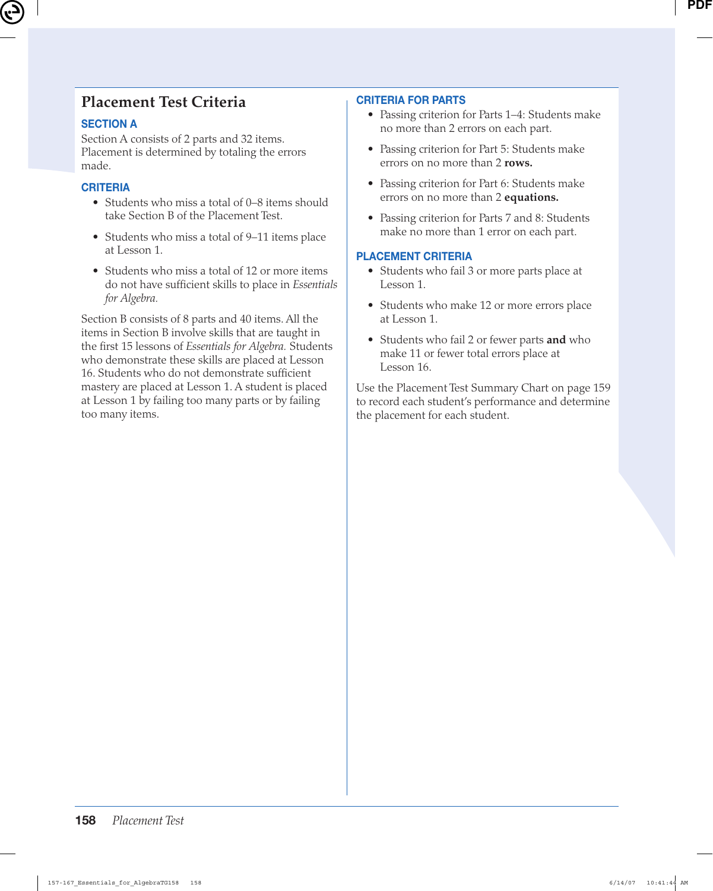# Placement Test Criteria

## SECTION A

Section A consists of 2 parts and 32 items. Placement is determined by totaling the errors made.

### CRITERIA

- Students who miss a total of 0–8 items should take Section B of the Placement Test.
- Students who miss a total of 9–11 items place at Lesson 1.
- Students who miss a total of 12 or more items do not have sufficient skills to place in *Essentials for Algebra.*

Section B consists of 8 parts and 40 items. All the items in Section B involve skills that are taught in the first 15 lessons of *Essentials for Algebra.* Students who demonstrate these skills are placed at Lesson 16. Students who do not demonstrate sufficient mastery are placed at Lesson 1. A student is placed at Lesson 1 by failing too many parts or by failing too many items.

### CRITERIA FOR PARTS

- Passing criterion for Parts 1–4: Students make no more than 2 errors on each part.
- Passing criterion for Part 5: Students make errors on no more than 2 **rows.**
- Passing criterion for Part 6: Students make errors on no more than 2 **equations.**
- Passing criterion for Parts 7 and 8: Students make no more than 1 error on each part.

### PLACEMENT CRITERIA

- Students who fail 3 or more parts place at Lesson 1.
- Students who make 12 or more errors place at Lesson 1.
- Students who fail 2 or fewer parts **and** who make 11 or fewer total errors place at Lesson 16.

Use the Placement Test Summary Chart on page 159 to record each student's performance and determine the placement for each student.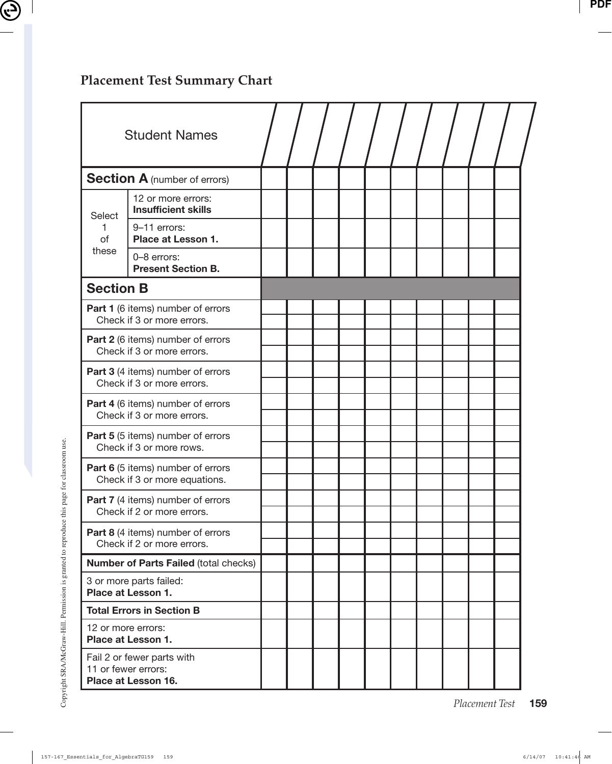## Placement Test Summary Chart

| Student Names | | | | | | | | | | |
|---|---|---|---|---|---|---|---|---|---|---|
| **Section A** (number of errors) | | | | | | | | | | |
| Select 1 of these: 12 or more errors: **Insufficient skills** | | | | | | | | | | |
| 9–11 errors: **Place at Lesson 1.** | | | | | | | | | | |
| 0–8 errors: **Present Section B.** | | | | | | | | | | |
| **Section B** | | | | | | | | | | |
| **Part 1** (6 items) number of errors | | | | | | | | | | |
| Check if 3 or more errors. | | | | | | | | | | |
| **Part 2** (6 items) number of errors | | | | | | | | | | |
| Check if 3 or more errors. | | | | | | | | | | |
| **Part 3** (4 items) number of errors | | | | | | | | | | |
| Check if 3 or more errors. | | | | | | | | | | |
| **Part 4** (6 items) number of errors | | | | | | | | | | |
| Check if 3 or more errors. | | | | | | | | | | |
| **Part 5** (5 items) number of errors | | | | | | | | | | |
| Check if 3 or more rows. | | | | | | | | | | |
| **Part 6** (5 items) number of errors | | | | | | | | | | |
| Check if 3 or more equations. | | | | | | | | | | |
| **Part 7** (4 items) number of errors | | | | | | | | | | |
| Check if 2 or more errors. | | | | | | | | | | |
| **Part 8** (4 items) number of errors | | | | | | | | | | |
| Check if 2 or more errors. | | | | | | | | | | |
| **Number of Parts Failed** (total checks) | | | | | | | | | | |
| 3 or more parts failed: **Place at Lesson 1.** | | | | | | | | | | |
| **Total Errors in Section B** | | | | | | | | | | |
| 12 or more errors: **Place at Lesson 1.** | | | | | | | | | | |
| Fail 2 or fewer parts with 11 or fewer errors: **Place at Lesson 16.** | | | | | | | | | | |

Copyright SRA/McGraw-Hill. Permission is granted to reproduce this page for classroom use.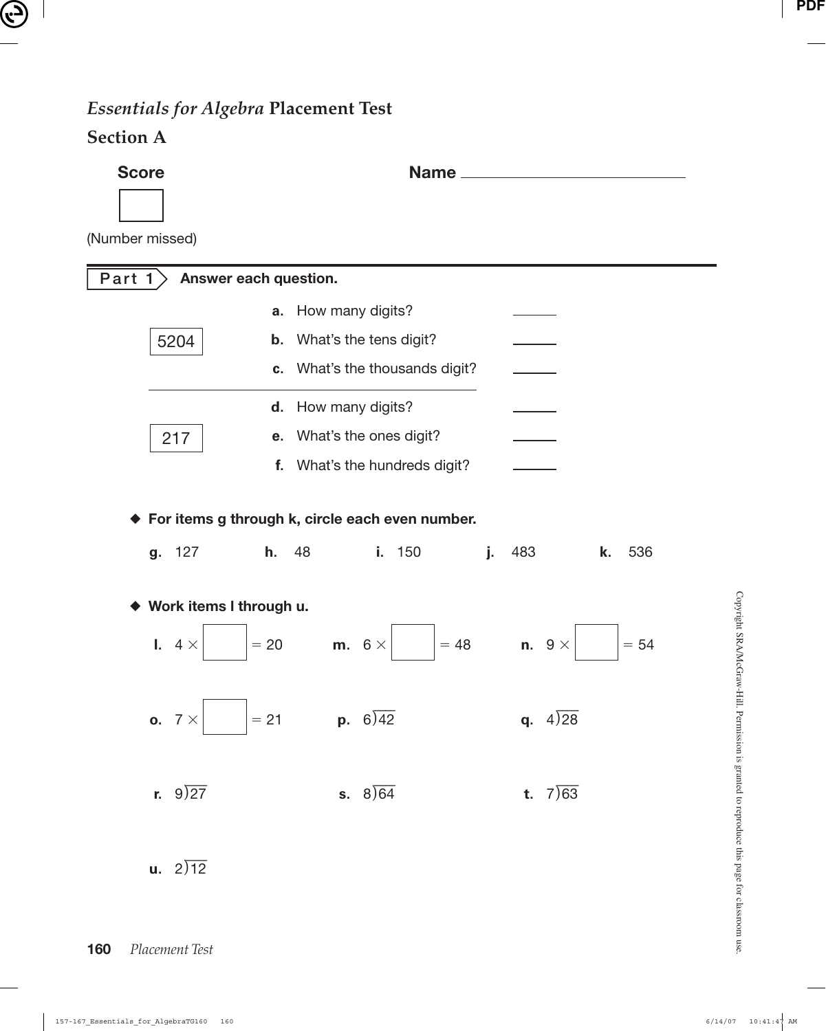# *Essentials for Algebra* Placement Test

## Section A

**Score** ______ (Number missed)

**Name** ______________________

**Part 1** **Answer each question.**

5204

- **a.** How many digits? ______
- **b.** What's the tens digit? ______
- **c.** What's the thousands digit? ______

217

- **d.** How many digits? ______
- **e.** What's the ones digit? ______
- **f.** What's the hundreds digit? ______

◆ **For items g through k, circle each even number.**

**g.** 127  **h.** 48  **i.** 150  **j.** 483  **k.** 536

◆ **Work items l through u.**

**l.** $4 \times \square = 20$  **m.** $6 \times \square = 48$  **n.** $9 \times \square = 54$

**o.** $7 \times \square = 21$  **p.** $6\overline{)42}$  **q.** $4\overline{)28}$

**r.** $9\overline{)27}$  **s.** $8\overline{)64}$  **t.** $7\overline{)63}$

**u.** $2\overline{)12}$

Copyright SRA/McGraw-Hill. Permission is granted to reproduce this page for classroom use.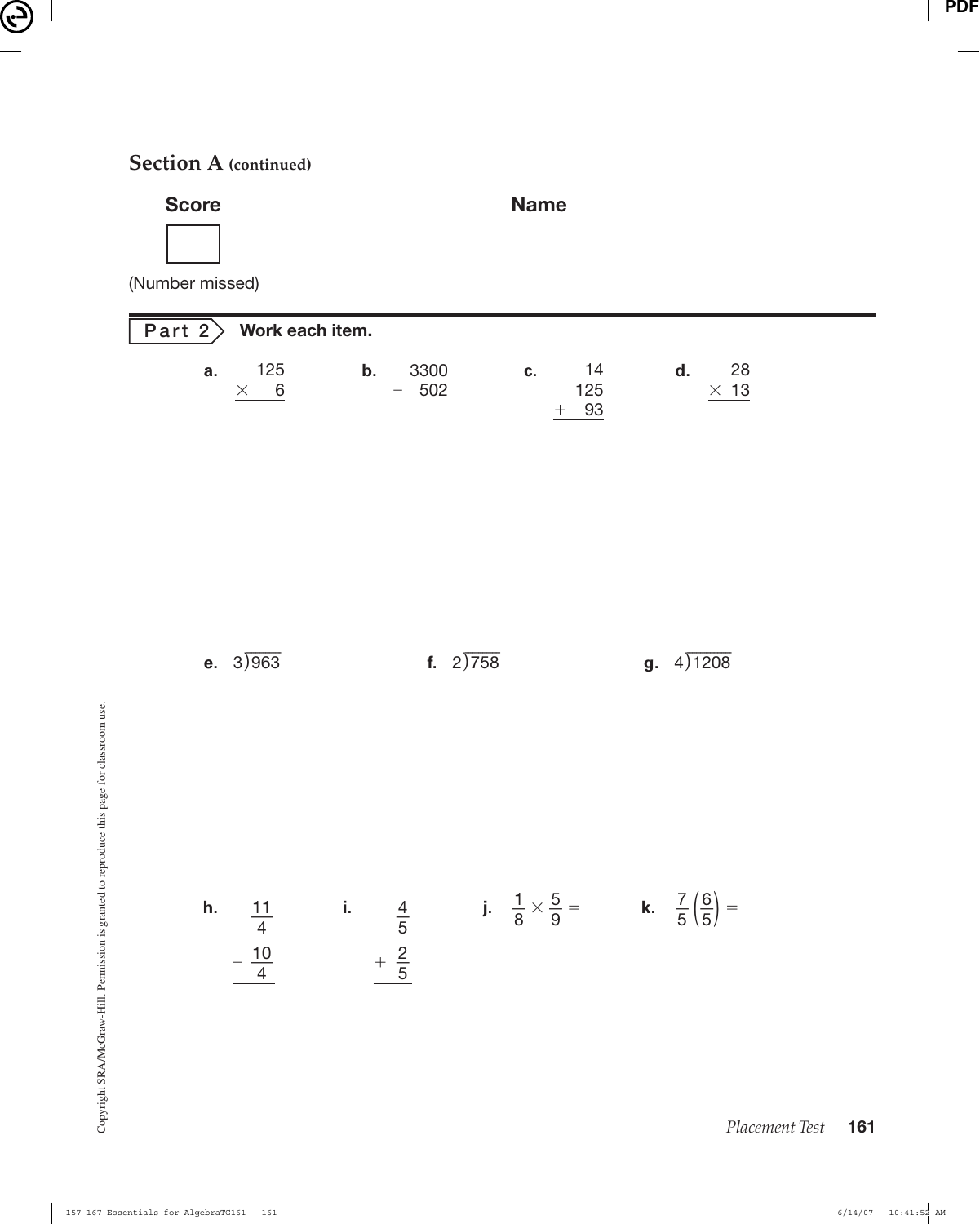## Section A (continued)

**Score**

(Number missed)

**Name** ____________________

**Part 2** **Work each item.**

**a.** $\begin{array}{r} 125 \\ \times \quad 6 \\ \hline \end{array}$

**b.** $\begin{array}{r} 3300 \\ - \quad 502 \\ \hline \end{array}$

**c.** $\begin{array}{r} 14 \\ 125 \\ + \quad 93 \\ \hline \end{array}$

**d.** $\begin{array}{r} 28 \\ \times \ 13 \\ \hline \end{array}$

**e.** $3\overline{)963}$

**f.** $2\overline{)758}$

**g.** $4\overline{)1208}$

**h.** $\begin{array}{r} \frac{11}{4} \\ - \frac{10}{4} \\ \hline \end{array}$

**i.** $\begin{array}{r} \frac{4}{5} \\ + \frac{2}{5} \\ \hline \end{array}$

**j.** $\frac{1}{8} \times \frac{5}{9} =$

**k.** $\frac{7}{5}\left(\frac{6}{5}\right) =$

Copyright SRA/McGraw-Hill. Permission is granted to reproduce this page for classroom use.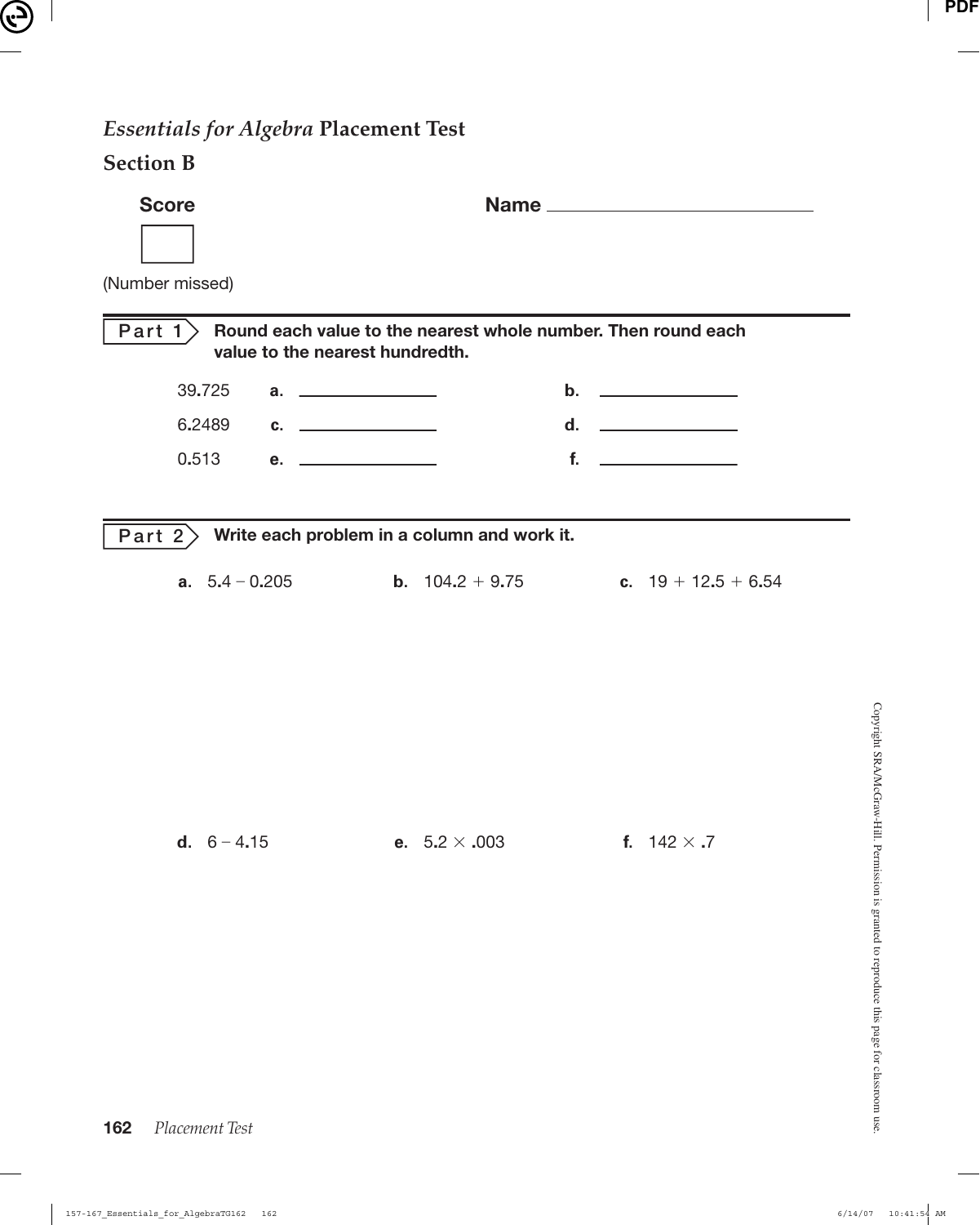# *Essentials for Algebra* Placement Test

## Section B

**Score** | **Name** ______________________

(Number missed)

**Part 1** **Round each value to the nearest whole number. Then round each value to the nearest hundredth.**

| | | |
|---|---|---|
| 39.725 | **a.** ____________ | **b.** ____________ |
| 6.2489 | **c.** ____________ | **d.** ____________ |
| 0.513 | **e.** ____________ | **f.** ____________ |

**Part 2** **Write each problem in a column and work it.**

**a.** 5.4 – 0.205

**b.** 104.2 + 9.75

**c.** 19 + 12.5 + 6.54

**d.** 6 – 4.15

**e.** 5.2 × .003

**f.** 142 × .7

Copyright SRA/McGraw-Hill. Permission is granted to reproduce this page for classroom use.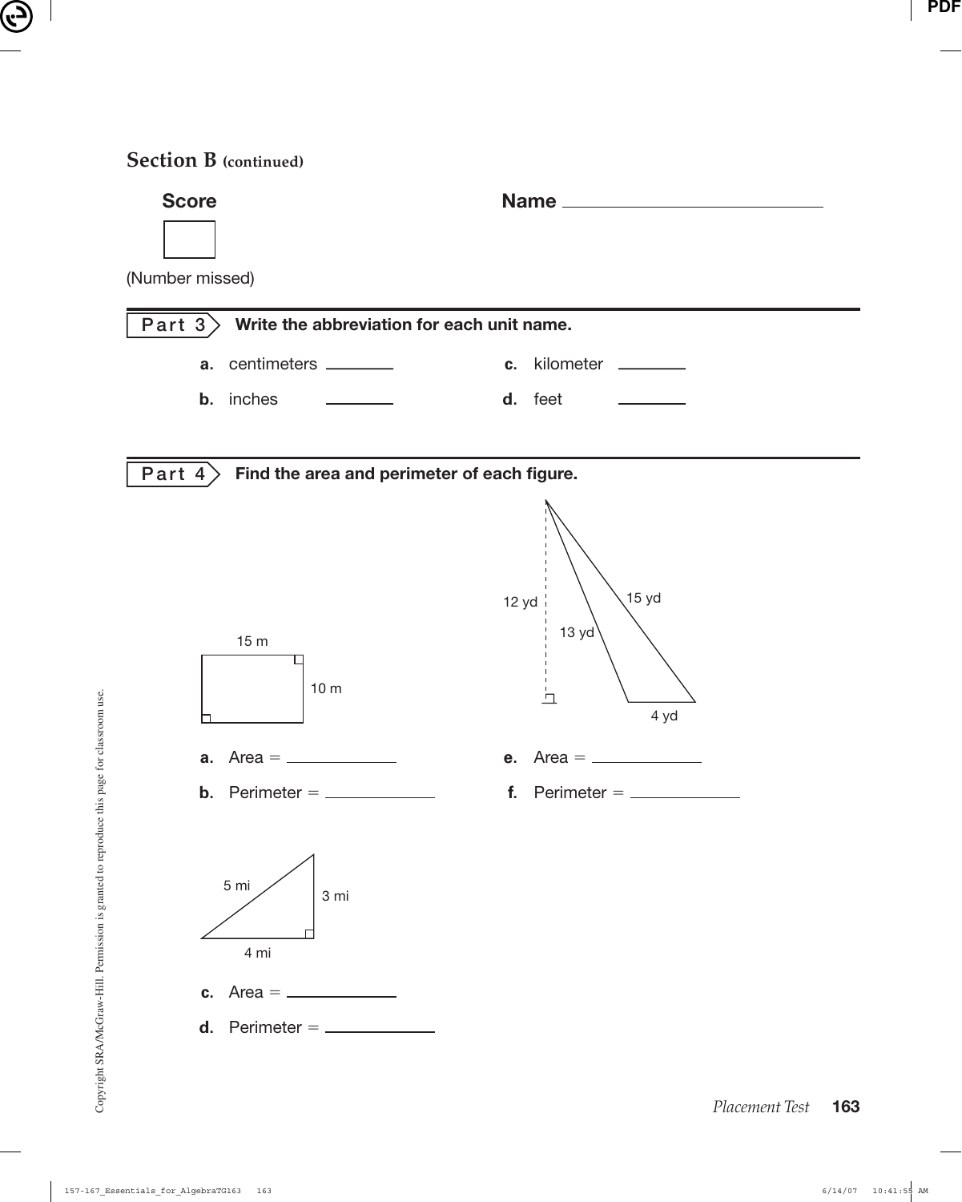## Section B (continued)

**Score** 

**Name** ____________________

(Number missed)

**Part 3** **Write the abbreviation for each unit name.**

**a.** centimeters ________ **c.** kilometer ________

**b.** inches ________ **d.** feet ________

**Part 4** **Find the area and perimeter of each figure.**

15 m

10 m

**a.** Area = ____________

**b.** Perimeter = ____________

12 yd

13 yd

15 yd

4 yd

**e.** Area = ____________

**f.** Perimeter = ____________

5 mi

3 mi

4 mi

**c.** Area = ____________

**d.** Perimeter = ____________

Copyright SRA/McGraw-Hill. Permission is granted to reproduce this page for classroom use.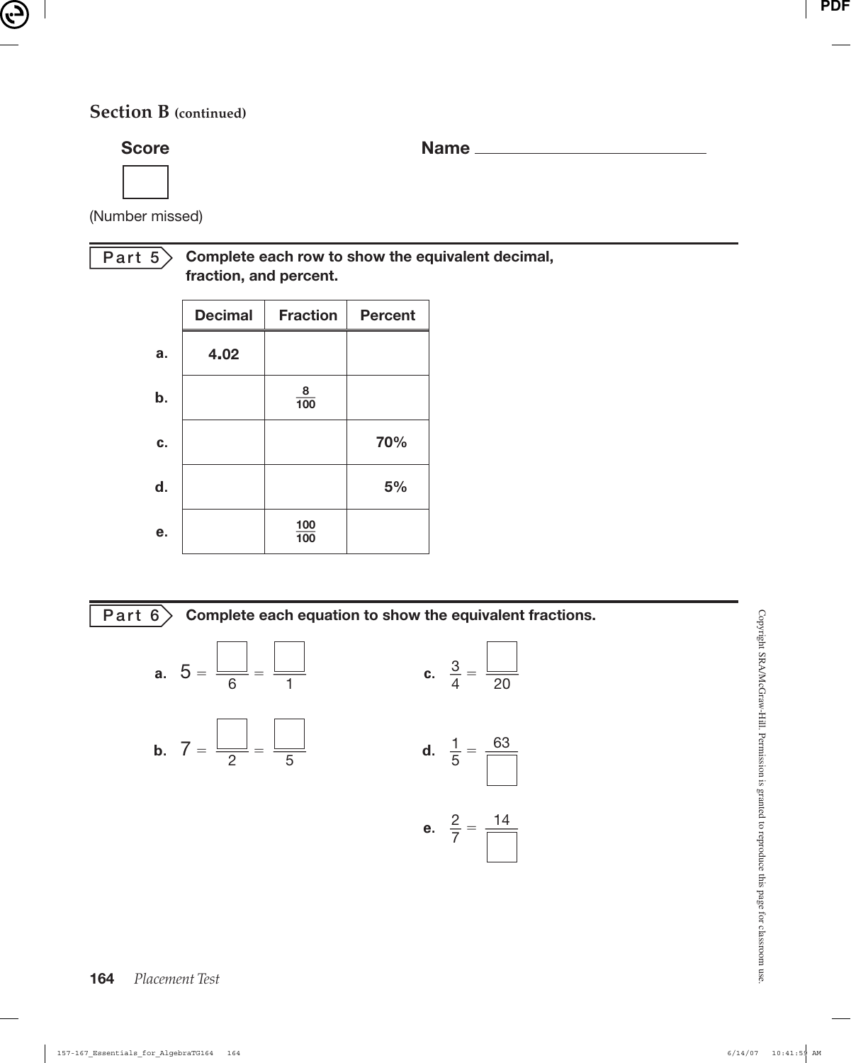## Section B (continued)

**Score** ☐ (Number missed)

**Name** ____________________

**Part 5** **Complete each row to show the equivalent decimal, fraction, and percent.**

| | Decimal | Fraction | Percent |
|---|---|---|---|
| a. | 4.02 | | |
| b. | | $\frac{8}{100}$ | |
| c. | | | 70% |
| d. | | | 5% |
| e. | | $\frac{100}{100}$ | |

**Part 6** **Complete each equation to show the equivalent fractions.**

a. $5 = \frac{\square}{6} = \frac{\square}{1}$

b. $7 = \frac{\square}{2} = \frac{\square}{5}$

c. $\frac{3}{4} = \frac{\square}{20}$

d. $\frac{1}{5} = \frac{63}{\square}$

e. $\frac{2}{7} = \frac{14}{\square}$

Copyright SRA/McGraw-Hill. Permission is granted to reproduce this page for classroom use.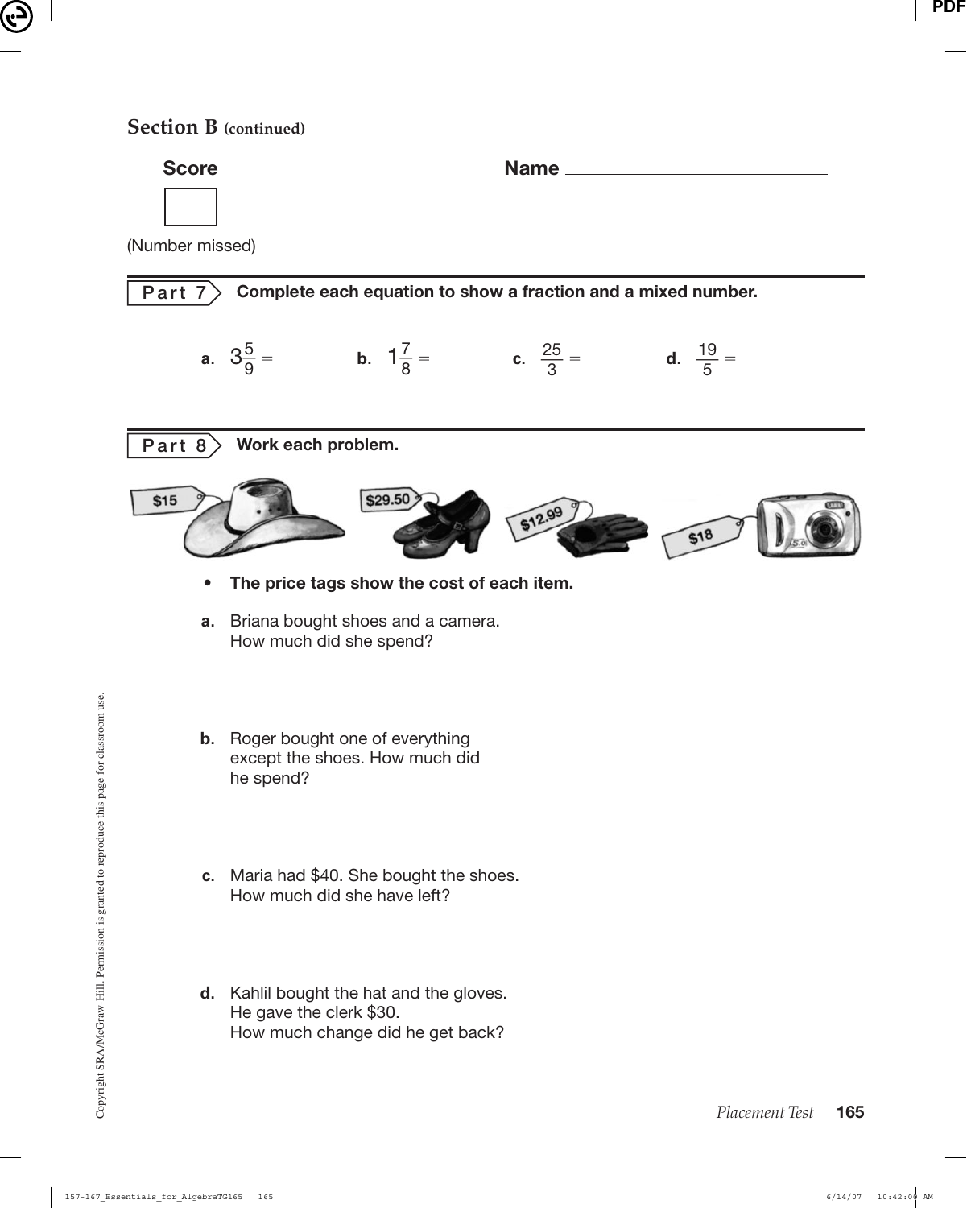## Section B (continued)

**Score** &nbsp;&nbsp;&nbsp;&nbsp;&nbsp;&nbsp;&nbsp;&nbsp;&nbsp;&nbsp;&nbsp;&nbsp;&nbsp;&nbsp;&nbsp;&nbsp;&nbsp;&nbsp;&nbsp;&nbsp; **Name** ____________________

(Number missed)

### Part 7 Complete each equation to show a fraction and a mixed number.

**a.** $3\frac{5}{9} =$ &nbsp;&nbsp;&nbsp;&nbsp; **b.** $1\frac{7}{8} =$ &nbsp;&nbsp;&nbsp;&nbsp; **c.** $\frac{25}{3} =$ &nbsp;&nbsp;&nbsp;&nbsp; **d.** $\frac{19}{5} =$

### Part 8 Work each problem.

$15 &nbsp;&nbsp; $29.50 &nbsp;&nbsp; $12.99 &nbsp;&nbsp; $18

- **The price tags show the cost of each item.**

**a.** Briana bought shoes and a camera.
How much did she spend?

**b.** Roger bought one of everything except the shoes. How much did he spend?

**c.** Maria had $40. She bought the shoes.
How much did she have left?

**d.** Kahlil bought the hat and the gloves.
He gave the clerk $30.
How much change did he get back?

Copyright SRA/McGraw-Hill. Permission is granted to reproduce this page for classroom use.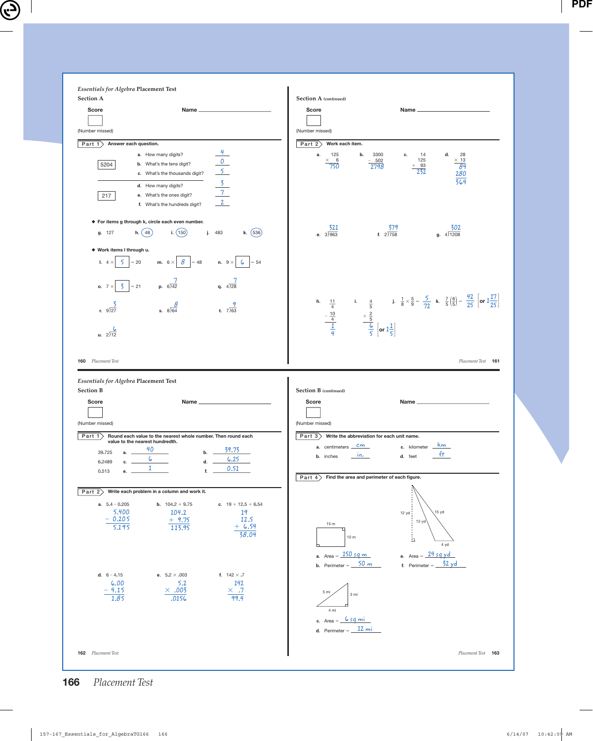# *Essentials for Algebra* Placement Test

## Section A

**Score** ______ (Number missed) **Name** ____________________

**Part 1** Answer each question.

5204

a. How many digits? 4
b. What's the tens digit? 0
c. What's the thousands digit? 5

217

d. How many digits? 3
e. What's the ones digit? 7
f. What's the hundreds digit? 2

◆ For items g through k, circle each even number.

g. 127 h. (48) i. (150) j. 483 k. (536)

◆ Work items l through u.

l. $4 \times \boxed{5} = 20$ m. $6 \times \boxed{8} = 48$ n. $9 \times \boxed{6} = 54$

o. $7 \times \boxed{3} = 21$ p. $6\overline{)42}$ = 7 q. $4\overline{)28}$ = 7

r. $9\overline{)27}$ = 3 s. $8\overline{)64}$ = 8 t. $7\overline{)63}$ = 9

u. $2\overline{)12}$ = 6

## Section A (continued)

**Score** ______ (Number missed) **Name** ____________________

**Part 2** Work each item.

a. $125 \times 6 = 750$

b. $3300 - 502 = 2798$

c. $14 + 125 + 93 = 232$

d. $28 \times 13$: 84, 280, 364

e. $3\overline{)963}$ = 321 f. $2\overline{)758}$ = 379 g. $4\overline{)1208}$ = 302

h. $\frac{11}{4} - \frac{10}{4} = \frac{1}{4}$

i. $\frac{4}{5} + \frac{2}{5} = \frac{6}{5}$ [or $1\frac{1}{5}$]

j. $\frac{1}{8} \times \frac{5}{9} = \frac{5}{72}$

k. $\frac{7}{5}\left(\frac{6}{5}\right) = \frac{42}{25}$ [or $1\frac{17}{25}$]

# *Essentials for Algebra* Placement Test

## Section B

**Score** ______ (Number missed) **Name** ____________________

**Part 1** Round each value to the nearest whole number. Then round each value to the nearest hundredth.

| | Whole number | | Hundredth |
|---|---|---|---|
| 39.725 | a. 40 | b. | 39.73 |
| 6.2489 | c. 6 | d. | 6.25 |
| 0.513 | e. 1 | f. | 0.51 |

**Part 2** Write each problem in a column and work it.

a. $5.4 - 0.205$: $5.400 - 0.205 = 5.195$

b. $104.2 + 9.75$: $104.2 + 9.75 = 113.95$

c. $19 + 12.5 + 6.54$: $19 + 12.5 + 6.54 = 38.04$

d. $6 - 4.15$: $6.00 - 4.15 = 1.85$

e. $5.2 \times .003$: $5.2 \times .003 = .0156$

f. $142 \times .7$: $142 \times .7 = 99.4$

## Section B (continued)

**Score** ______ (Number missed) **Name** ____________________

**Part 3** Write the abbreviation for each unit name.

a. centimeters cm c. kilometer km
b. inches in. d. feet ft

**Part 4** Find the area and perimeter of each figure.

(Rectangle: 15 m, 10 m)

a. Area = 150 sq m
b. Perimeter = 50 m

(Right triangle: 5 mi, 3 mi, 4 mi)

c. Area = 6 sq mi
d. Perimeter = 12 mi

(Triangle: 12 yd, 13 yd, 15 yd, 4 yd)

e. Area = 24 sq yd
f. Perimeter = 32 yd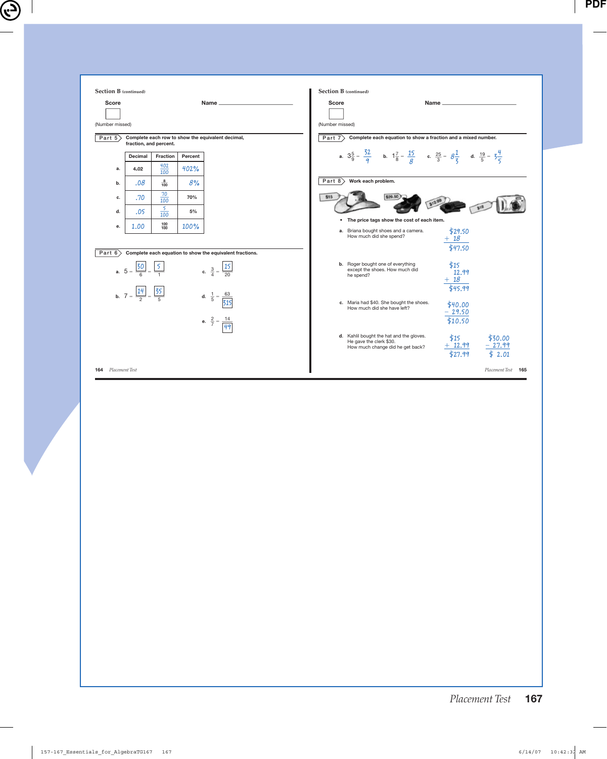**Section B** (continued)

**Score** ☐ (Number missed) **Name** ____________________

**Part 5** Complete each row to show the equivalent decimal, fraction, and percent.

| | Decimal | Fraction | Percent |
|---|---|---|---|
| a. | 4.02 | $\frac{402}{100}$ | 402% |
| b. | .08 | $\frac{8}{100}$ | 8% |
| c. | .70 | $\frac{70}{100}$ | 70% |
| d. | .05 | $\frac{5}{100}$ | 5% |
| e. | 1.00 | $\frac{100}{100}$ | 100% |

**Part 6** Complete each equation to show the equivalent fractions.

a. $5 = \frac{30}{6} = \frac{5}{1}$

b. $7 = \frac{14}{2} = \frac{35}{5}$

c. $\frac{3}{4} = \frac{15}{20}$

d. $\frac{1}{5} = \frac{63}{315}$

e. $\frac{2}{7} = \frac{14}{49}$

164 *Placement Test*

**Section B** (continued)

**Score** ☐ (Number missed) **Name** ____________________

**Part 7** Complete each equation to show a fraction and a mixed number.

a. $3\frac{5}{9} = \frac{32}{9}$  b. $1\frac{7}{8} = \frac{15}{8}$  c. $\frac{25}{3} = 8\frac{1}{3}$  d. $\frac{19}{5} = 3\frac{4}{5}$

**Part 8** Work each problem.

$15  $29.50  $12.99  $18

- The price tags show the cost of each item.

a. Briana bought shoes and a camera. How much did she spend?

$$\begin{array}{r} \$29.50 \\ +\ 18 \\ \hline \$47.50 \end{array}$$

b. Roger bought one of everything except the shoes. How much did he spend?

$$\begin{array}{r} \$15 \\ 12.99 \\ +\ 18 \\ \hline \$45.99 \end{array}$$

c. Maria had $40. She bought the shoes. How much did she have left?

$$\begin{array}{r} \$40.00 \\ -\ 29.50 \\ \hline \$10.50 \end{array}$$

d. Kahlil bought the hat and the gloves. He gave the clerk $30. How much change did he get back?

$$\begin{array}{r} \$15 \\ +\ 12.99 \\ \hline \$27.99 \end{array} \qquad \begin{array}{r} \$30.00 \\ -\ 27.99 \\ \hline \$\ 2.01 \end{array}$$

*Placement Test* 165